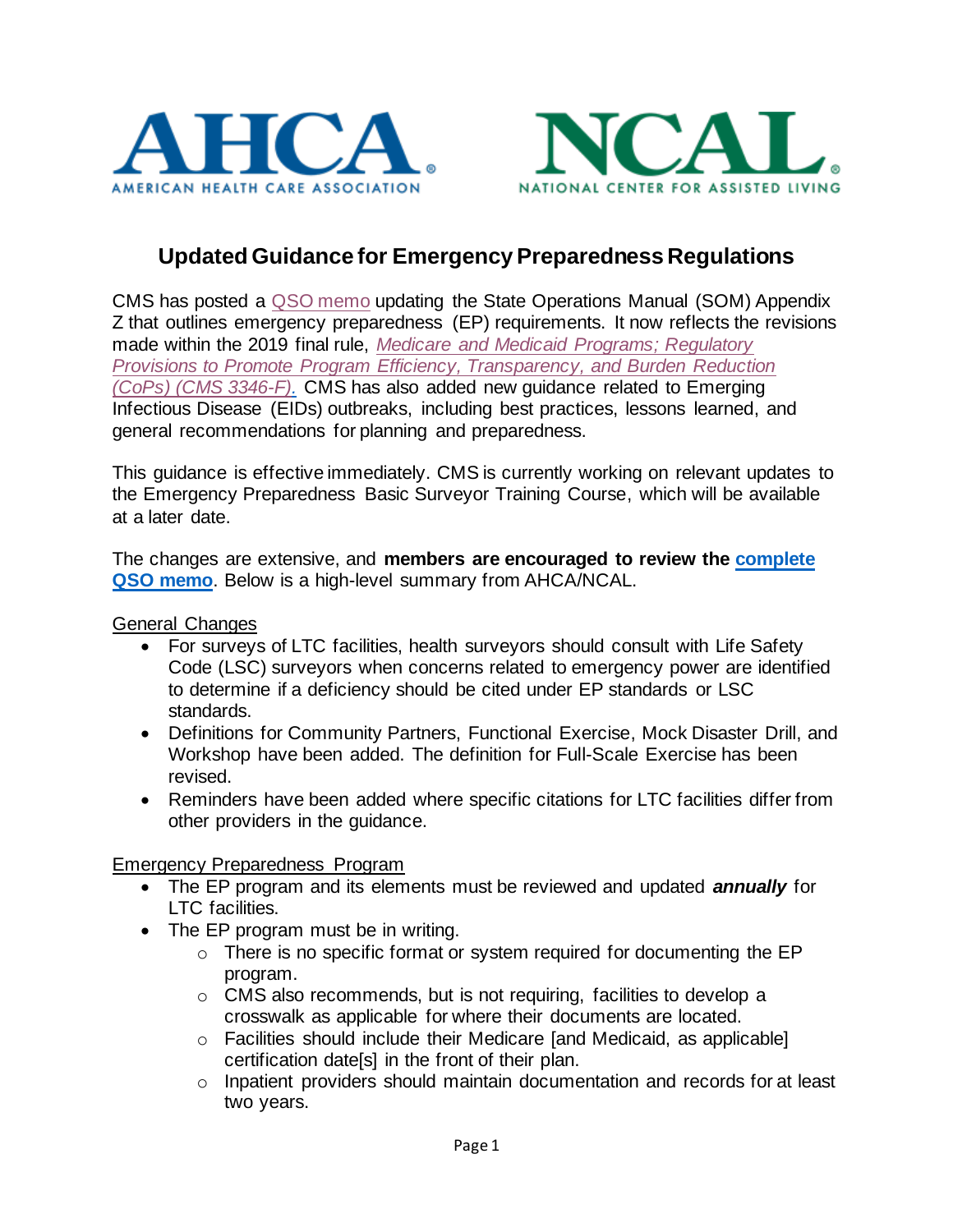AHCA

AMERICAN HEALTH CARE ASSOCIATION

NCAL

NATIONAL CENTER FOR ASSISTED LIVING

# Updated Guidance for Emergency Preparedness Regulations

CMS has posted a QSO memo updating the State Operations Manual (SOM) Appendix Z that outlines emergency preparedness (EP) requirements. It now reflects the revisions made within the 2019 final rule, *Medicare and Medicaid Programs; Regulatory Provisions to Promote Program Efficiency, Transparency, and Burden Reduction (CoPs) (CMS 3346-F).* CMS has also added new guidance related to Emerging Infectious Disease (EIDs) outbreaks, including best practices, lessons learned, and general recommendations for planning and preparedness.

This guidance is effective immediately. CMS is currently working on relevant updates to the Emergency Preparedness Basic Surveyor Training Course, which will be available at a later date.

The changes are extensive, and **members are encouraged to review the complete QSO memo**. Below is a high-level summary from AHCA/NCAL.

## General Changes

- For surveys of LTC facilities, health surveyors should consult with Life Safety Code (LSC) surveyors when concerns related to emergency power are identified to determine if a deficiency should be cited under EP standards or LSC standards.
- Definitions for Community Partners, Functional Exercise, Mock Disaster Drill, and Workshop have been added. The definition for Full-Scale Exercise has been revised.
- Reminders have been added where specific citations for LTC facilities differ from other providers in the guidance.

## Emergency Preparedness Program

- The EP program and its elements must be reviewed and updated ***annually*** for LTC facilities.
- The EP program must be in writing.
  - There is no specific format or system required for documenting the EP program.
  - CMS also recommends, but is not requiring, facilities to develop a crosswalk as applicable for where their documents are located.
  - Facilities should include their Medicare [and Medicaid, as applicable] certification date[s] in the front of their plan.
  - Inpatient providers should maintain documentation and records for at least two years.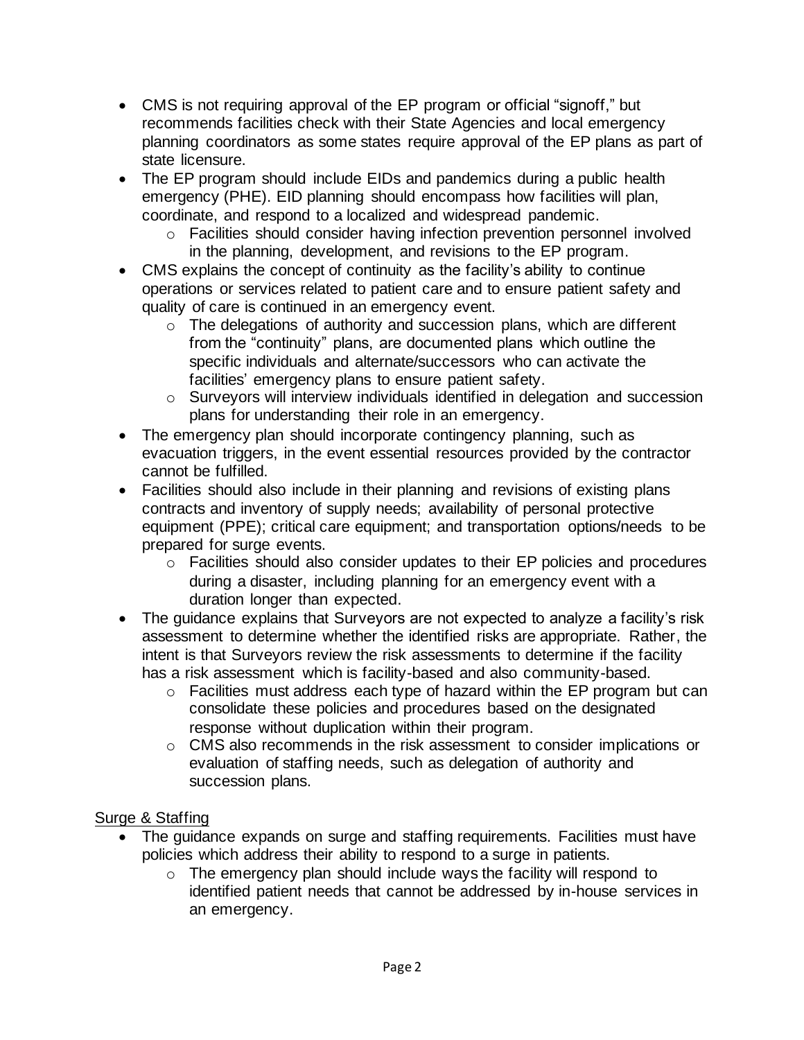- CMS is not requiring approval of the EP program or official "signoff," but recommends facilities check with their State Agencies and local emergency planning coordinators as some states require approval of the EP plans as part of state licensure.
- The EP program should include EIDs and pandemics during a public health emergency (PHE). EID planning should encompass how facilities will plan, coordinate, and respond to a localized and widespread pandemic.
  - Facilities should consider having infection prevention personnel involved in the planning, development, and revisions to the EP program.
- CMS explains the concept of continuity as the facility's ability to continue operations or services related to patient care and to ensure patient safety and quality of care is continued in an emergency event.
  - The delegations of authority and succession plans, which are different from the "continuity" plans, are documented plans which outline the specific individuals and alternate/successors who can activate the facilities' emergency plans to ensure patient safety.
  - Surveyors will interview individuals identified in delegation and succession plans for understanding their role in an emergency.
- The emergency plan should incorporate contingency planning, such as evacuation triggers, in the event essential resources provided by the contractor cannot be fulfilled.
- Facilities should also include in their planning and revisions of existing plans contracts and inventory of supply needs; availability of personal protective equipment (PPE); critical care equipment; and transportation options/needs to be prepared for surge events.
  - Facilities should also consider updates to their EP policies and procedures during a disaster, including planning for an emergency event with a duration longer than expected.
- The guidance explains that Surveyors are not expected to analyze a facility's risk assessment to determine whether the identified risks are appropriate. Rather, the intent is that Surveyors review the risk assessments to determine if the facility has a risk assessment which is facility-based and also community-based.
  - Facilities must address each type of hazard within the EP program but can consolidate these policies and procedures based on the designated response without duplication within their program.
  - CMS also recommends in the risk assessment to consider implications or evaluation of staffing needs, such as delegation of authority and succession plans.

<u>Surge & Staffing</u>

- The guidance expands on surge and staffing requirements. Facilities must have policies which address their ability to respond to a surge in patients.
  - The emergency plan should include ways the facility will respond to identified patient needs that cannot be addressed by in-house services in an emergency.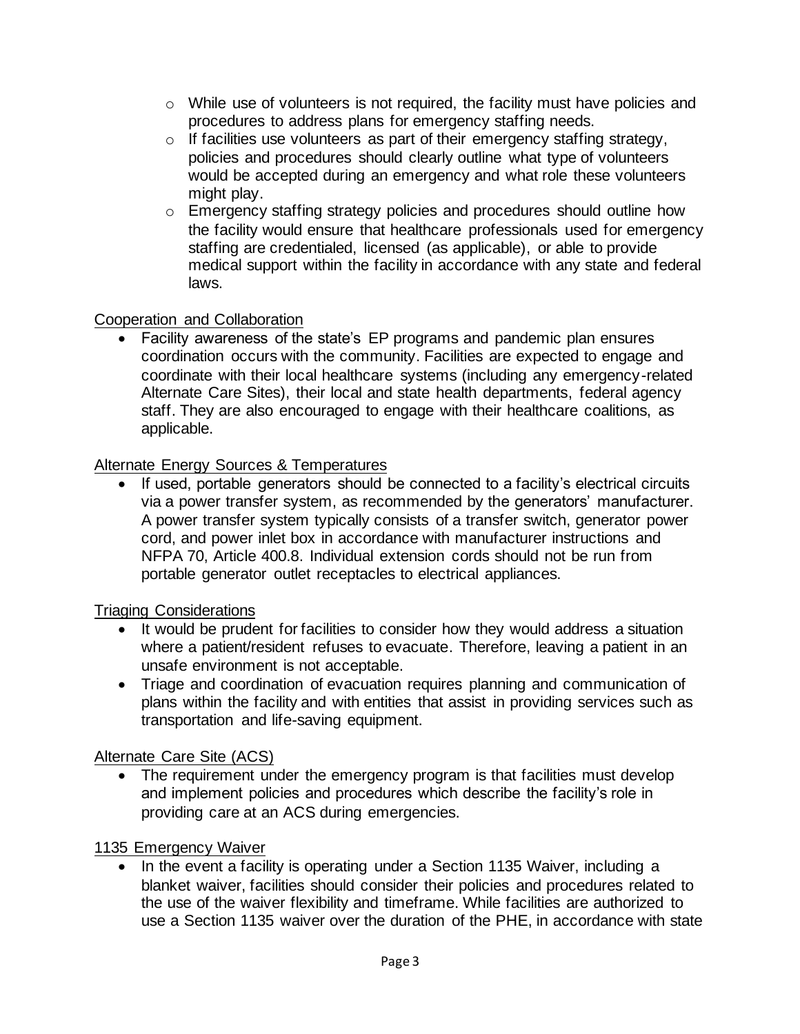- While use of volunteers is not required, the facility must have policies and procedures to address plans for emergency staffing needs.
- If facilities use volunteers as part of their emergency staffing strategy, policies and procedures should clearly outline what type of volunteers would be accepted during an emergency and what role these volunteers might play.
- Emergency staffing strategy policies and procedures should outline how the facility would ensure that healthcare professionals used for emergency staffing are credentialed, licensed (as applicable), or able to provide medical support within the facility in accordance with any state and federal laws.

<u>Cooperation and Collaboration</u>

- Facility awareness of the state's EP programs and pandemic plan ensures coordination occurs with the community. Facilities are expected to engage and coordinate with their local healthcare systems (including any emergency-related Alternate Care Sites), their local and state health departments, federal agency staff. They are also encouraged to engage with their healthcare coalitions, as applicable.

<u>Alternate Energy Sources & Temperatures</u>

- If used, portable generators should be connected to a facility's electrical circuits via a power transfer system, as recommended by the generators' manufacturer. A power transfer system typically consists of a transfer switch, generator power cord, and power inlet box in accordance with manufacturer instructions and NFPA 70, Article 400.8. Individual extension cords should not be run from portable generator outlet receptacles to electrical appliances.

<u>Triaging Considerations</u>

- It would be prudent for facilities to consider how they would address a situation where a patient/resident refuses to evacuate. Therefore, leaving a patient in an unsafe environment is not acceptable.
- Triage and coordination of evacuation requires planning and communication of plans within the facility and with entities that assist in providing services such as transportation and life-saving equipment.

<u>Alternate Care Site (ACS)</u>

- The requirement under the emergency program is that facilities must develop and implement policies and procedures which describe the facility's role in providing care at an ACS during emergencies.

<u>1135 Emergency Waiver</u>

- In the event a facility is operating under a Section 1135 Waiver, including a blanket waiver, facilities should consider their policies and procedures related to the use of the waiver flexibility and timeframe. While facilities are authorized to use a Section 1135 waiver over the duration of the PHE, in accordance with state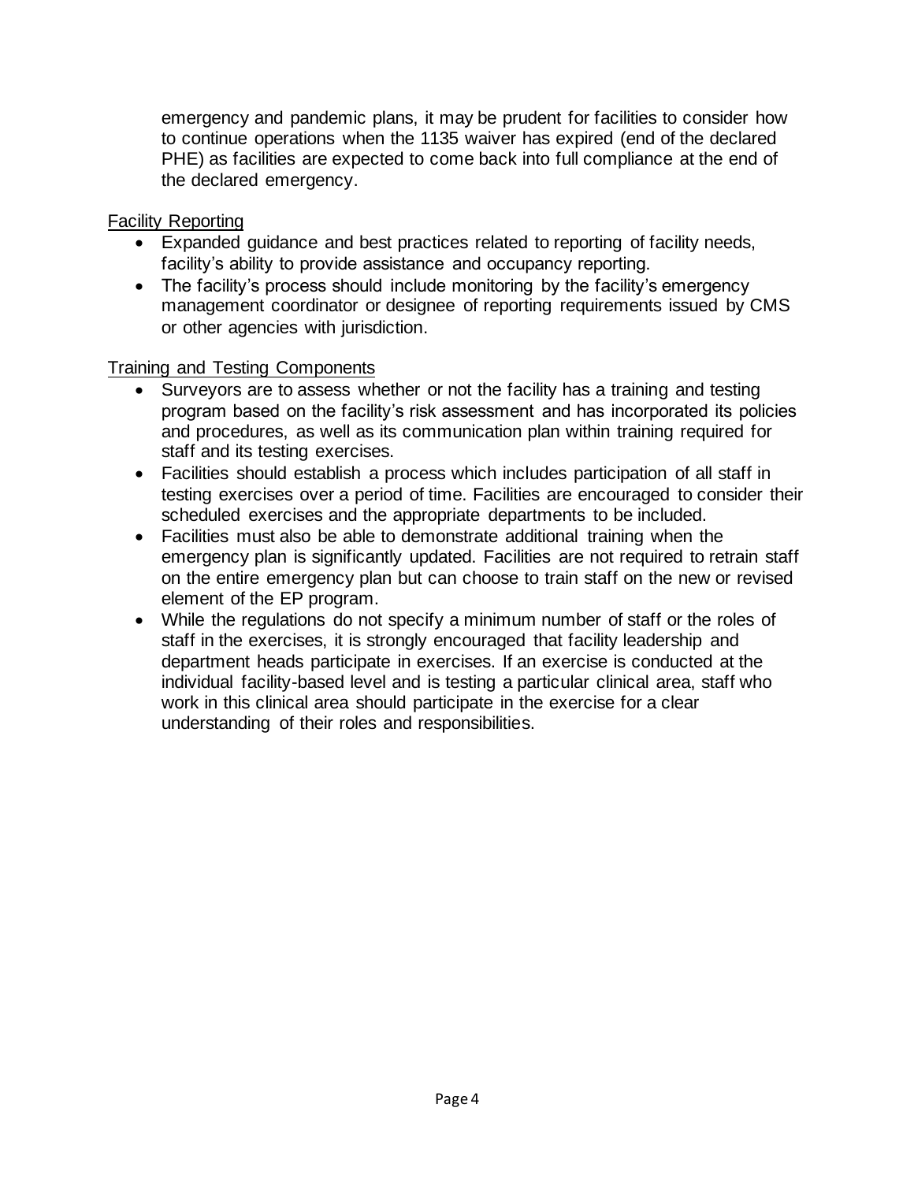emergency and pandemic plans, it may be prudent for facilities to consider how to continue operations when the 1135 waiver has expired (end of the declared PHE) as facilities are expected to come back into full compliance at the end of the declared emergency.

Facility Reporting

- Expanded guidance and best practices related to reporting of facility needs, facility's ability to provide assistance and occupancy reporting.
- The facility's process should include monitoring by the facility's emergency management coordinator or designee of reporting requirements issued by CMS or other agencies with jurisdiction.

Training and Testing Components

- Surveyors are to assess whether or not the facility has a training and testing program based on the facility's risk assessment and has incorporated its policies and procedures, as well as its communication plan within training required for staff and its testing exercises.
- Facilities should establish a process which includes participation of all staff in testing exercises over a period of time. Facilities are encouraged to consider their scheduled exercises and the appropriate departments to be included.
- Facilities must also be able to demonstrate additional training when the emergency plan is significantly updated. Facilities are not required to retrain staff on the entire emergency plan but can choose to train staff on the new or revised element of the EP program.
- While the regulations do not specify a minimum number of staff or the roles of staff in the exercises, it is strongly encouraged that facility leadership and department heads participate in exercises. If an exercise is conducted at the individual facility-based level and is testing a particular clinical area, staff who work in this clinical area should participate in the exercise for a clear understanding of their roles and responsibilities.